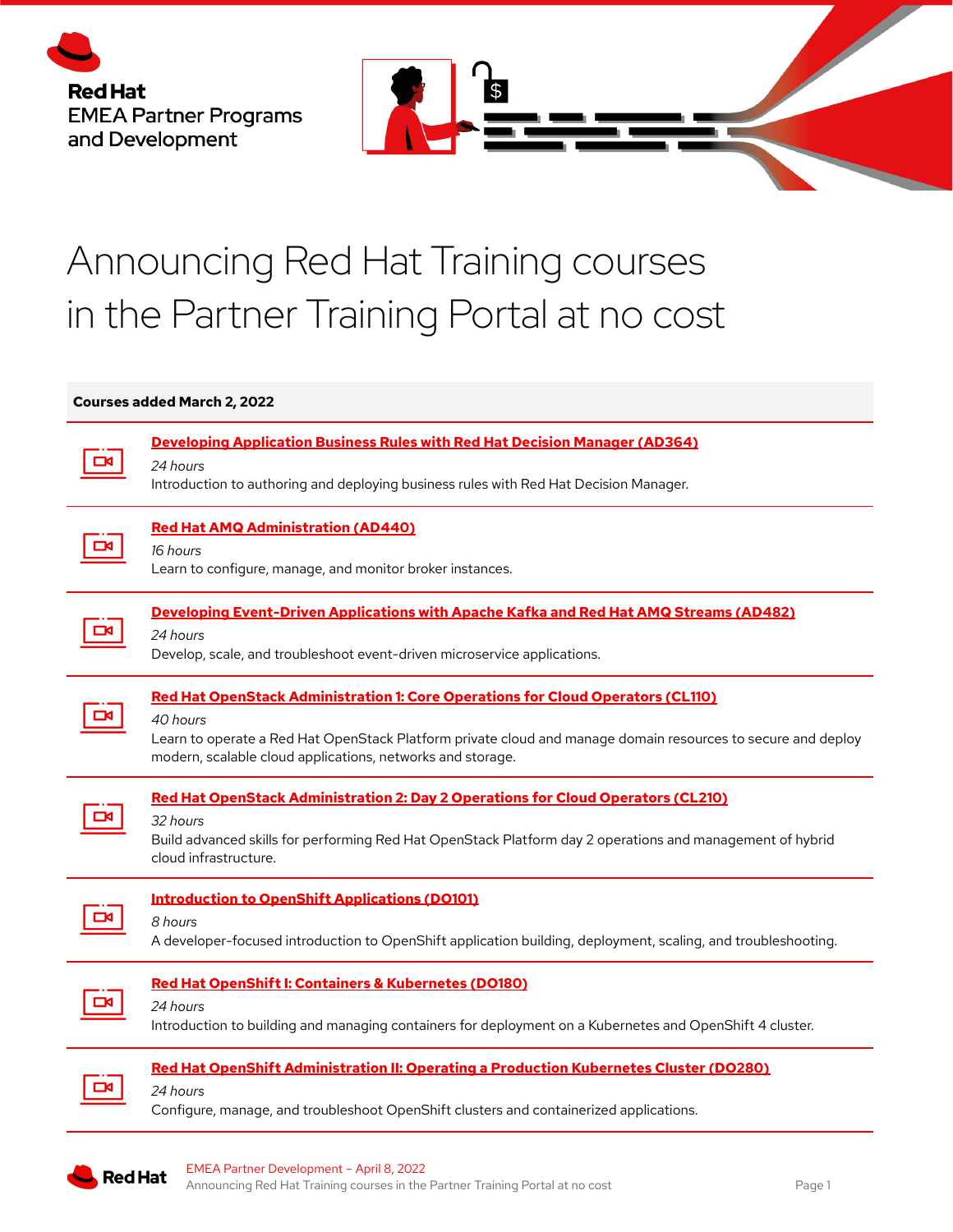Red Hat
EMEA Partner Programs and Development

# Announcing Red Hat Training courses in the Partner Training Portal at no cost

**Courses added March 2, 2022**

**Developing Application Business Rules with Red Hat Decision Manager (AD364)**
*24 hours*
Introduction to authoring and deploying business rules with Red Hat Decision Manager.

**Red Hat AMQ Administration (AD440)**
*16 hours*
Learn to configure, manage, and monitor broker instances.

**Developing Event-Driven Applications with Apache Kafka and Red Hat AMQ Streams (AD482)**
*24 hours*
Develop, scale, and troubleshoot event-driven microservice applications.

**Red Hat OpenStack Administration 1: Core Operations for Cloud Operators (CL110)**
*40 hours*
Learn to operate a Red Hat OpenStack Platform private cloud and manage domain resources to secure and deploy modern, scalable cloud applications, networks and storage.

**Red Hat OpenStack Administration 2: Day 2 Operations for Cloud Operators (CL210)**
*32 hours*
Build advanced skills for performing Red Hat OpenStack Platform day 2 operations and management of hybrid cloud infrastructure.

**Introduction to OpenShift Applications (DO101)**
*8 hours*
A developer-focused introduction to OpenShift application building, deployment, scaling, and troubleshooting.

**Red Hat OpenShift I: Containers & Kubernetes (DO180)**
*24 hours*
Introduction to building and managing containers for deployment on a Kubernetes and OpenShift 4 cluster.

**Red Hat OpenShift Administration II: Operating a Production Kubernetes Cluster (DO280)**
*24 hours*
Configure, manage, and troubleshoot OpenShift clusters and containerized applications.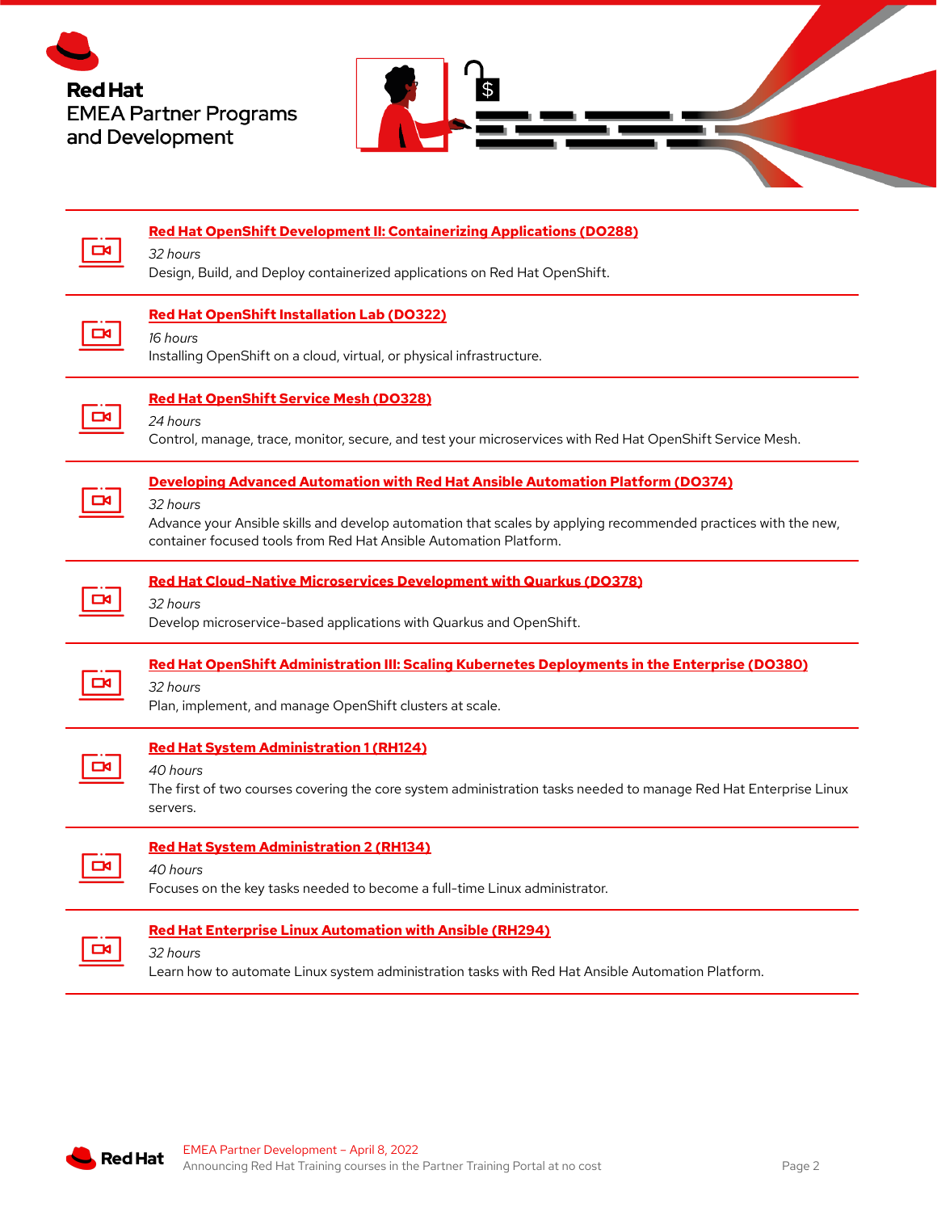Red Hat
EMEA Partner Programs and Development

[Red Hat OpenShift Development II: Containerizing Applications (DO288)]

*32 hours*

Design, Build, and Deploy containerized applications on Red Hat OpenShift.

[Red Hat OpenShift Installation Lab (DO322)]

*16 hours*

Installing OpenShift on a cloud, virtual, or physical infrastructure.

[Red Hat OpenShift Service Mesh (DO328)]

*24 hours*

Control, manage, trace, monitor, secure, and test your microservices with Red Hat OpenShift Service Mesh.

[Developing Advanced Automation with Red Hat Ansible Automation Platform (DO374)]

*32 hours*

Advance your Ansible skills and develop automation that scales by applying recommended practices with the new, container focused tools from Red Hat Ansible Automation Platform.

[Red Hat Cloud-Native Microservices Development with Quarkus (DO378)]

*32 hours*

Develop microservice-based applications with Quarkus and OpenShift.

[Red Hat OpenShift Administration III: Scaling Kubernetes Deployments in the Enterprise (DO380)]

*32 hours*

Plan, implement, and manage OpenShift clusters at scale.

[Red Hat System Administration 1 (RH124)]

*40 hours*

The first of two courses covering the core system administration tasks needed to manage Red Hat Enterprise Linux servers.

[Red Hat System Administration 2 (RH134)]

*40 hours*

Focuses on the key tasks needed to become a full-time Linux administrator.

[Red Hat Enterprise Linux Automation with Ansible (RH294)]

*32 hours*

Learn how to automate Linux system administration tasks with Red Hat Ansible Automation Platform.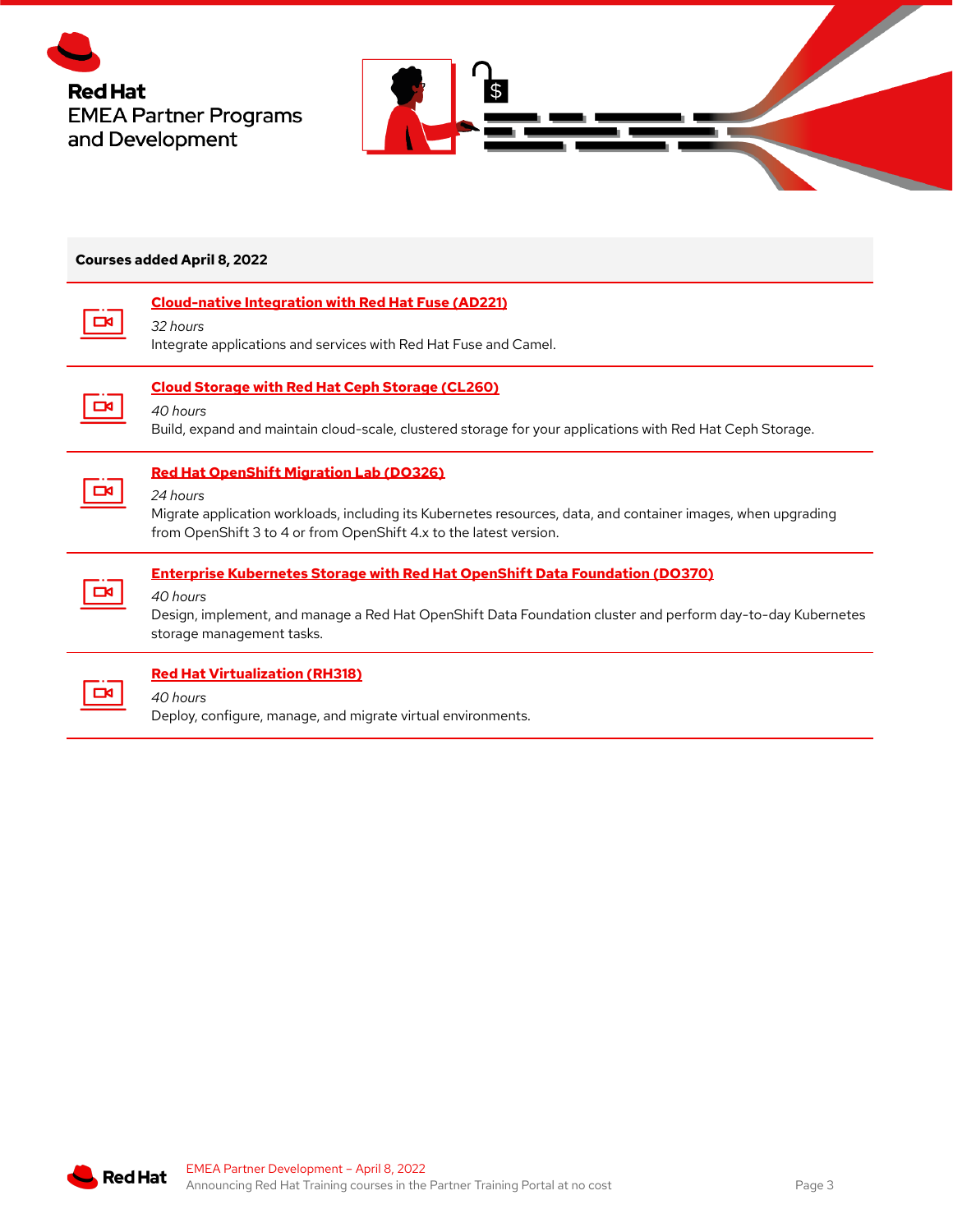Red Hat
EMEA Partner Programs and Development

**Courses added April 8, 2022**

**[Cloud-native Integration with Red Hat Fuse (AD221)]**

*32 hours*
Integrate applications and services with Red Hat Fuse and Camel.

**[Cloud Storage with Red Hat Ceph Storage (CL260)]**

*40 hours*
Build, expand and maintain cloud-scale, clustered storage for your applications with Red Hat Ceph Storage.

**[Red Hat OpenShift Migration Lab (DO326)]**

*24 hours*
Migrate application workloads, including its Kubernetes resources, data, and container images, when upgrading from OpenShift 3 to 4 or from OpenShift 4.x to the latest version.

**[Enterprise Kubernetes Storage with Red Hat OpenShift Data Foundation (DO370)]**

*40 hours*
Design, implement, and manage a Red Hat OpenShift Data Foundation cluster and perform day-to-day Kubernetes storage management tasks.

**[Red Hat Virtualization (RH318)]**

*40 hours*
Deploy, configure, manage, and migrate virtual environments.